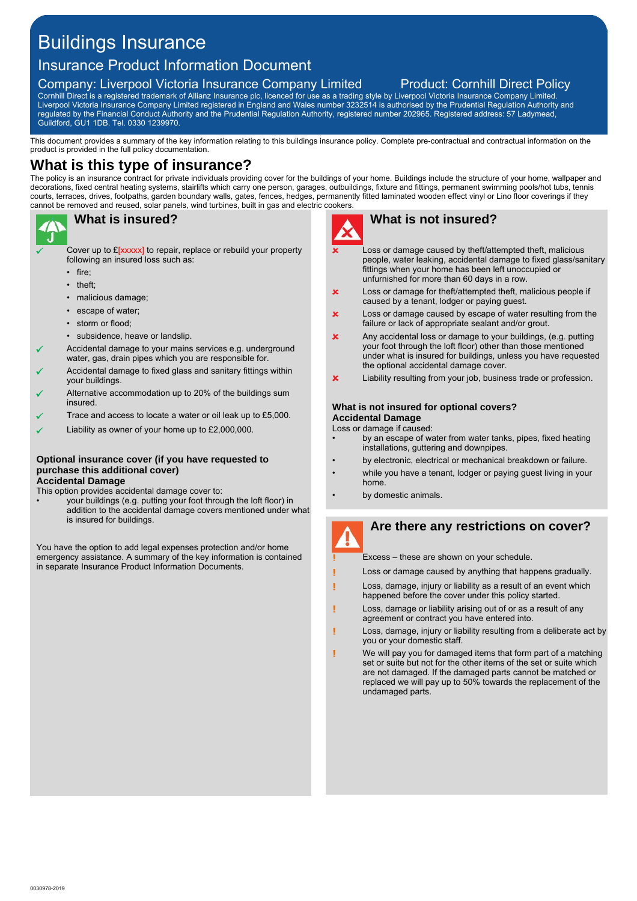# Buildings Insurance

## Insurance Product Information Document

### Company: Liverpool Victoria Insurance Company Limited

### Product: Cornhill Direct Policy

Cornhill Direct is a registered trademark of Allianz Insurance plc, licenced for use as a trading style by Liverpool Victoria Insurance Company Limited. Liverpool Victoria Insurance Company Limited registered in England and Wales number 3232514 is authorised by the Prudential Regulation Authority and regulated by the Financial Conduct Authority and the Prudential Regulation Authority, registered number 202965. Registered address: 57 Ladymead, Guildford, GU1 1DB. Tel. 0330 1239970.

This document provides a summary of the key information relating to this buildings insurance policy. Complete pre-contractual and contractual information on the product is provided in the full policy documentation.

## What is this type of insurance?

The policy is an insurance contract for private individuals providing cover for the buildings of your home. Buildings include the structure of your home, wallpaper and decorations, fixed central heating systems, stairlifts which carry one person, garages, outbuildings, fixture and fittings, permanent swimming pools/hot tubs, tennis courts, terraces, drives, footpaths, garden boundary walls, gates, fences, hedges, permanently fitted laminated wooden effect vinyl or Lino floor coverings if they cannot be removed and reused, solar panels, wind turbines, built in gas and electric cookers.

## What is insured?

- ✓ Cover up to £[xxxxx] to repair, replace or rebuild your property following an insured loss such as:
  - fire;
  - theft;
  - malicious damage;
  - escape of water;
  - storm or flood;
  - subsidence, heave or landslip.
- ✓ Accidental damage to your mains services e.g. underground water, gas, drain pipes which you are responsible for.
- ✓ Accidental damage to fixed glass and sanitary fittings within your buildings.
- ✓ Alternative accommodation up to 20% of the buildings sum insured.
- ✓ Trace and access to locate a water or oil leak up to £5,000.
- ✓ Liability as owner of your home up to £2,000,000.

### Optional insurance cover (if you have requested to purchase this additional cover)

**Accidental Damage**

This option provides accidental damage cover to:

- your buildings (e.g. putting your foot through the loft floor) in addition to the accidental damage covers mentioned under what is insured for buildings.

You have the option to add legal expenses protection and/or home emergency assistance. A summary of the key information is contained in separate Insurance Product Information Documents.

## What is not insured?

- ✘ Loss or damage caused by theft/attempted theft, malicious people, water leaking, accidental damage to fixed glass/sanitary fittings when your home has been left unoccupied or unfurnished for more than 60 days in a row.
- ✘ Loss or damage for theft/attempted theft, malicious people if caused by a tenant, lodger or paying guest.
- ✘ Loss or damage caused by escape of water resulting from the failure or lack of appropriate sealant and/or grout.
- ✘ Any accidental loss or damage to your buildings, (e.g. putting your foot through the loft floor) other than those mentioned under what is insured for buildings, unless you have requested the optional accidental damage cover.
- ✘ Liability resulting from your job, business trade or profession.

### What is not insured for optional covers?

**Accidental Damage**

Loss or damage if caused:

- by an escape of water from water tanks, pipes, fixed heating installations, guttering and downpipes.
- by electronic, electrical or mechanical breakdown or failure.
- while you have a tenant, lodger or paying guest living in your home.
- by domestic animals.

## Are there any restrictions on cover?

- ! Excess – these are shown on your schedule.
- ! Loss or damage caused by anything that happens gradually.
- ! Loss, damage, injury or liability as a result of an event which happened before the cover under this policy started.
- ! Loss, damage or liability arising out of or as a result of any agreement or contract you have entered into.
- ! Loss, damage, injury or liability resulting from a deliberate act by you or your domestic staff.
- ! We will pay you for damaged items that form part of a matching set or suite but not for the other items of the set or suite which are not damaged. If the damaged parts cannot be matched or replaced we will pay up to 50% towards the replacement of the undamaged parts.

0030978-2019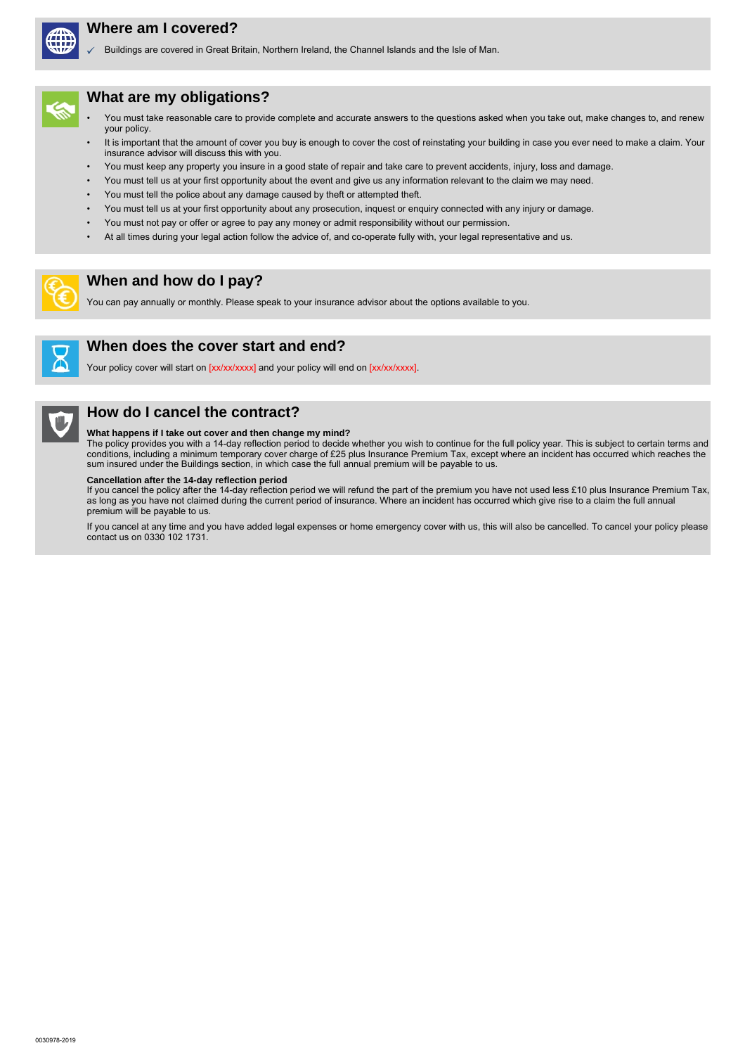## Where am I covered?

- ✓ Buildings are covered in Great Britain, Northern Ireland, the Channel Islands and the Isle of Man.

## What are my obligations?

- You must take reasonable care to provide complete and accurate answers to the questions asked when you take out, make changes to, and renew your policy.
- It is important that the amount of cover you buy is enough to cover the cost of reinstating your building in case you ever need to make a claim. Your insurance advisor will discuss this with you.
- You must keep any property you insure in a good state of repair and take care to prevent accidents, injury, loss and damage.
- You must tell us at your first opportunity about the event and give us any information relevant to the claim we may need.
- You must tell the police about any damage caused by theft or attempted theft.
- You must tell us at your first opportunity about any prosecution, inquest or enquiry connected with any injury or damage.
- You must not pay or offer or agree to pay any money or admit responsibility without our permission.
- At all times during your legal action follow the advice of, and co-operate fully with, your legal representative and us.

## When and how do I pay?

You can pay annually or monthly. Please speak to your insurance advisor about the options available to you.

## When does the cover start and end?

Your policy cover will start on [xx/xx/xxxx] and your policy will end on [xx/xx/xxxx].

## How do I cancel the contract?

**What happens if I take out cover and then change my mind?**
The policy provides you with a 14-day reflection period to decide whether you wish to continue for the full policy year. This is subject to certain terms and conditions, including a minimum temporary cover charge of £25 plus Insurance Premium Tax, except where an incident has occurred which reaches the sum insured under the Buildings section, in which case the full annual premium will be payable to us.

**Cancellation after the 14-day reflection period**
If you cancel the policy after the 14-day reflection period we will refund the part of the premium you have not used less £10 plus Insurance Premium Tax, as long as you have not claimed during the current period of insurance. Where an incident has occurred which give rise to a claim the full annual premium will be payable to us.

If you cancel at any time and you have added legal expenses or home emergency cover with us, this will also be cancelled. To cancel your policy please contact us on 0330 102 1731.

0030978-2019